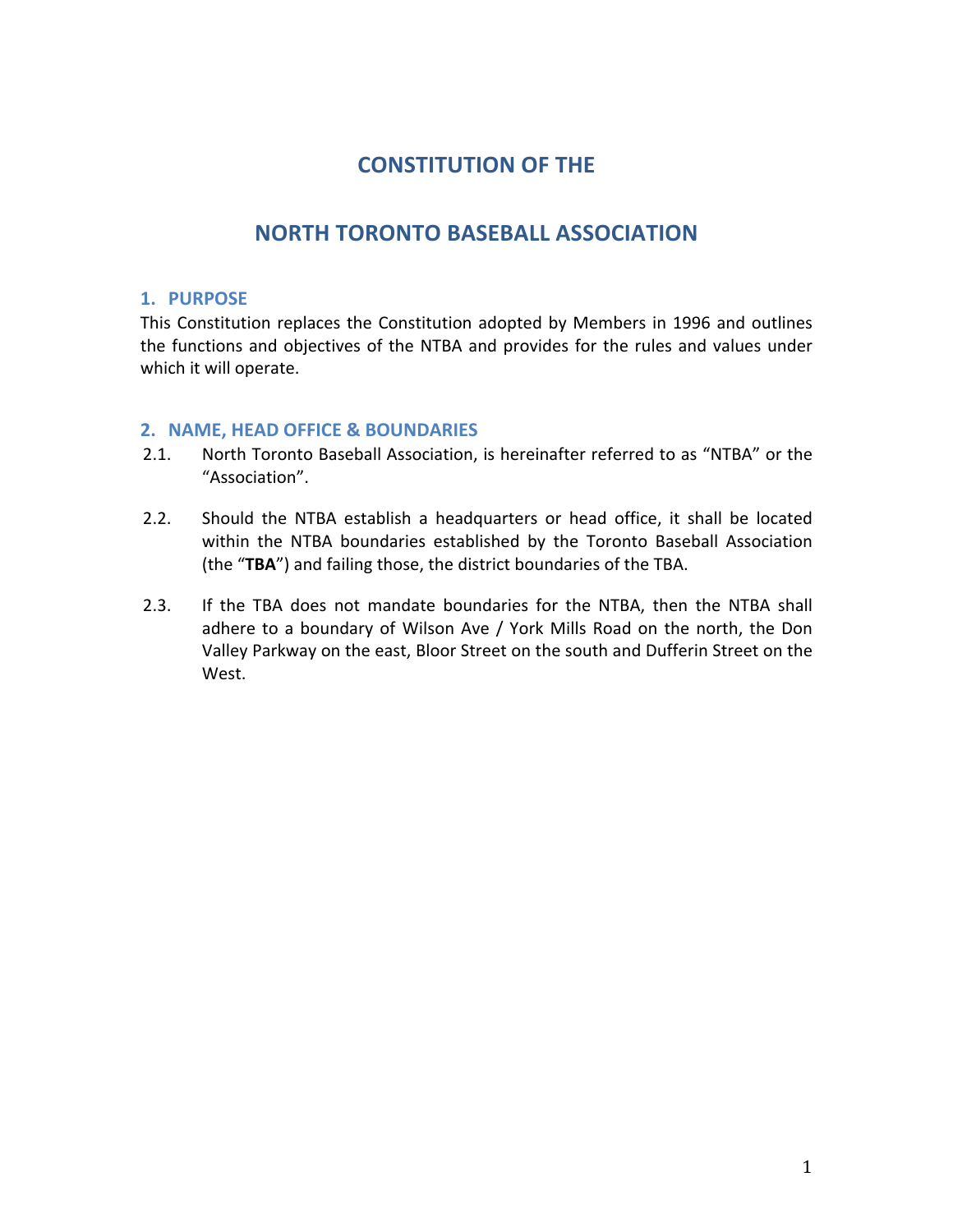# CONSTITUTION OF THE

# NORTH TORONTO BASEBALL ASSOCIATION

## 1. PURPOSE

This Constitution replaces the Constitution adopted by Members in 1996 and outlines the functions and objectives of the NTBA and provides for the rules and values under which it will operate.

## 2. NAME, HEAD OFFICE & BOUNDARIES

2.1. North Toronto Baseball Association, is hereinafter referred to as "NTBA" or the "Association".

2.2. Should the NTBA establish a headquarters or head office, it shall be located within the NTBA boundaries established by the Toronto Baseball Association (the "**TBA**") and failing those, the district boundaries of the TBA.

2.3. If the TBA does not mandate boundaries for the NTBA, then the NTBA shall adhere to a boundary of Wilson Ave / York Mills Road on the north, the Don Valley Parkway on the east, Bloor Street on the south and Dufferin Street on the West.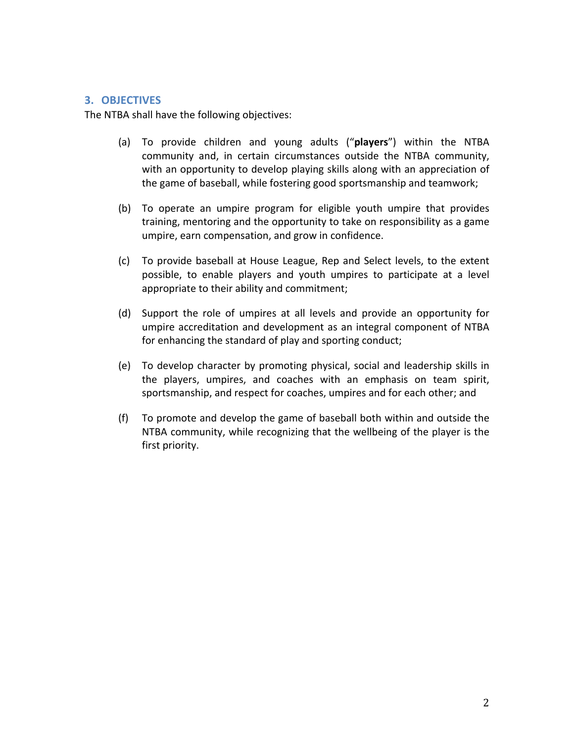## 3. OBJECTIVES

The NTBA shall have the following objectives:

(a) To provide children and young adults ("**players**") within the NTBA community and, in certain circumstances outside the NTBA community, with an opportunity to develop playing skills along with an appreciation of the game of baseball, while fostering good sportsmanship and teamwork;

(b) To operate an umpire program for eligible youth umpire that provides training, mentoring and the opportunity to take on responsibility as a game umpire, earn compensation, and grow in confidence.

(c) To provide baseball at House League, Rep and Select levels, to the extent possible, to enable players and youth umpires to participate at a level appropriate to their ability and commitment;

(d) Support the role of umpires at all levels and provide an opportunity for umpire accreditation and development as an integral component of NTBA for enhancing the standard of play and sporting conduct;

(e) To develop character by promoting physical, social and leadership skills in the players, umpires, and coaches with an emphasis on team spirit, sportsmanship, and respect for coaches, umpires and for each other; and

(f) To promote and develop the game of baseball both within and outside the NTBA community, while recognizing that the wellbeing of the player is the first priority.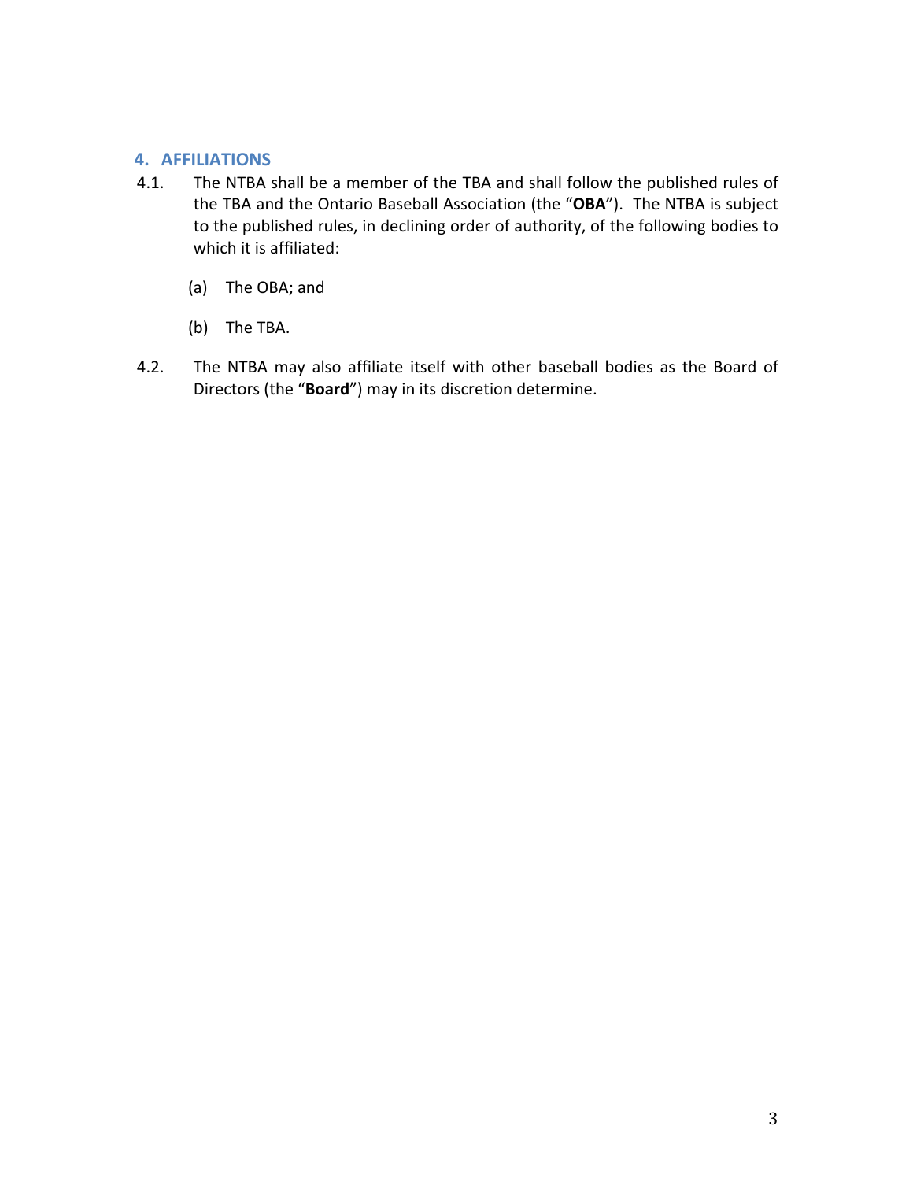## 4. AFFILIATIONS

4.1. The NTBA shall be a member of the TBA and shall follow the published rules of the TBA and the Ontario Baseball Association (the "**OBA**"). The NTBA is subject to the published rules, in declining order of authority, of the following bodies to which it is affiliated:

(a) The OBA; and

(b) The TBA.

4.2. The NTBA may also affiliate itself with other baseball bodies as the Board of Directors (the "**Board**") may in its discretion determine.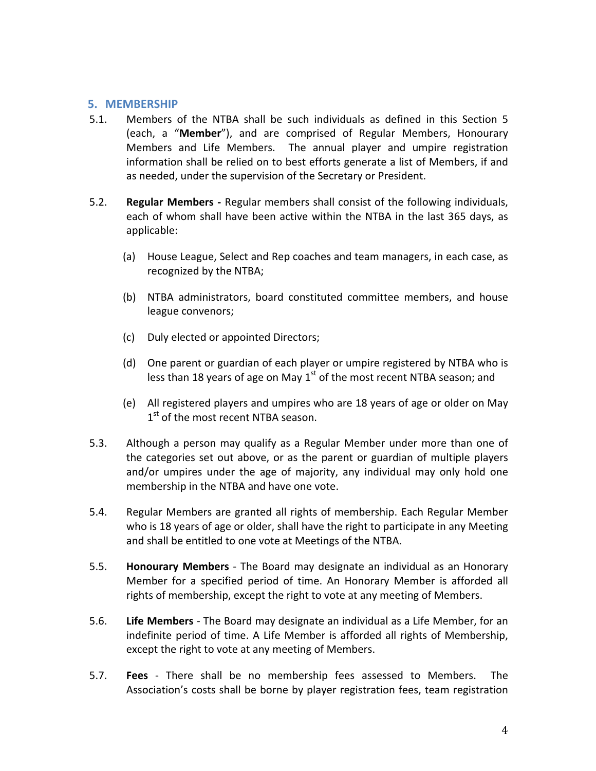## 5. MEMBERSHIP

5.1. Members of the NTBA shall be such individuals as defined in this Section 5 (each, a "**Member**"), and are comprised of Regular Members, Honourary Members and Life Members. The annual player and umpire registration information shall be relied on to best efforts generate a list of Members, if and as needed, under the supervision of the Secretary or President.

5.2. **Regular Members -** Regular members shall consist of the following individuals, each of whom shall have been active within the NTBA in the last 365 days, as applicable:

(a) House League, Select and Rep coaches and team managers, in each case, as recognized by the NTBA;

(b) NTBA administrators, board constituted committee members, and house league convenors;

(c) Duly elected or appointed Directors;

(d) One parent or guardian of each player or umpire registered by NTBA who is less than 18 years of age on May 1st of the most recent NTBA season; and

(e) All registered players and umpires who are 18 years of age or older on May 1st of the most recent NTBA season.

5.3. Although a person may qualify as a Regular Member under more than one of the categories set out above, or as the parent or guardian of multiple players and/or umpires under the age of majority, any individual may only hold one membership in the NTBA and have one vote.

5.4. Regular Members are granted all rights of membership. Each Regular Member who is 18 years of age or older, shall have the right to participate in any Meeting and shall be entitled to one vote at Meetings of the NTBA.

5.5. **Honourary Members** - The Board may designate an individual as an Honorary Member for a specified period of time. An Honorary Member is afforded all rights of membership, except the right to vote at any meeting of Members.

5.6. **Life Members** - The Board may designate an individual as a Life Member, for an indefinite period of time. A Life Member is afforded all rights of Membership, except the right to vote at any meeting of Members.

5.7. **Fees** - There shall be no membership fees assessed to Members. The Association's costs shall be borne by player registration fees, team registration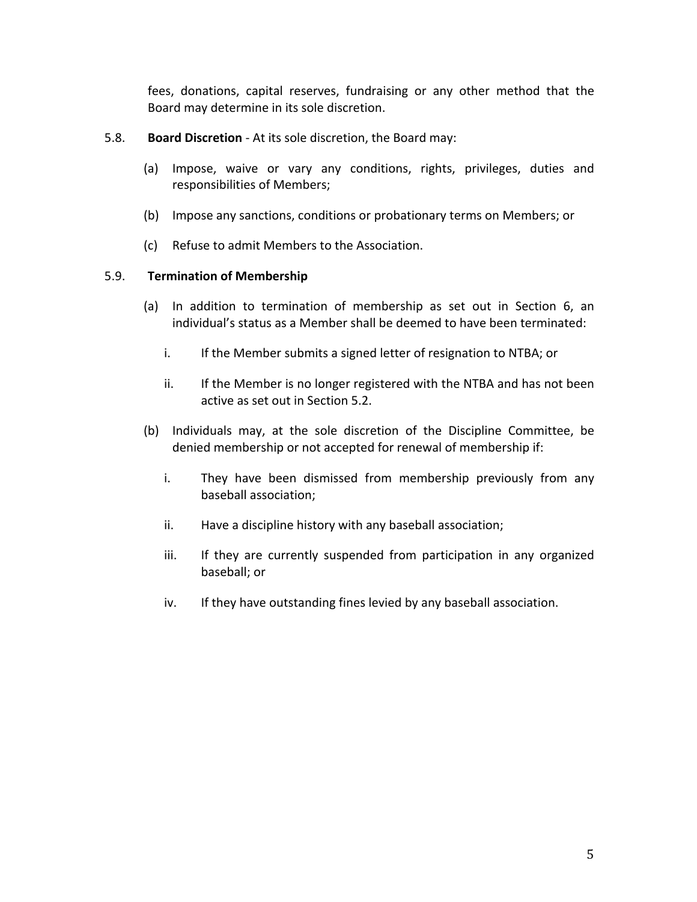fees, donations, capital reserves, fundraising or any other method that the Board may determine in its sole discretion.

5.8. **Board Discretion** - At its sole discretion, the Board may:

(a) Impose, waive or vary any conditions, rights, privileges, duties and responsibilities of Members;

(b) Impose any sanctions, conditions or probationary terms on Members; or

(c) Refuse to admit Members to the Association.

5.9. **Termination of Membership**

(a) In addition to termination of membership as set out in Section 6, an individual's status as a Member shall be deemed to have been terminated:

i. If the Member submits a signed letter of resignation to NTBA; or

ii. If the Member is no longer registered with the NTBA and has not been active as set out in Section 5.2.

(b) Individuals may, at the sole discretion of the Discipline Committee, be denied membership or not accepted for renewal of membership if:

i. They have been dismissed from membership previously from any baseball association;

ii. Have a discipline history with any baseball association;

iii. If they are currently suspended from participation in any organized baseball; or

iv. If they have outstanding fines levied by any baseball association.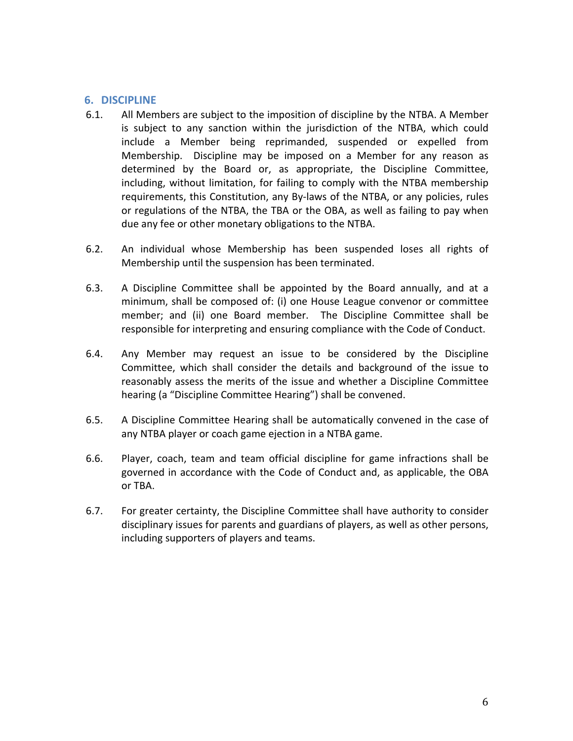## 6. DISCIPLINE

6.1. All Members are subject to the imposition of discipline by the NTBA. A Member is subject to any sanction within the jurisdiction of the NTBA, which could include a Member being reprimanded, suspended or expelled from Membership. Discipline may be imposed on a Member for any reason as determined by the Board or, as appropriate, the Discipline Committee, including, without limitation, for failing to comply with the NTBA membership requirements, this Constitution, any By-laws of the NTBA, or any policies, rules or regulations of the NTBA, the TBA or the OBA, as well as failing to pay when due any fee or other monetary obligations to the NTBA.

6.2. An individual whose Membership has been suspended loses all rights of Membership until the suspension has been terminated.

6.3. A Discipline Committee shall be appointed by the Board annually, and at a minimum, shall be composed of: (i) one House League convenor or committee member; and (ii) one Board member. The Discipline Committee shall be responsible for interpreting and ensuring compliance with the Code of Conduct.

6.4. Any Member may request an issue to be considered by the Discipline Committee, which shall consider the details and background of the issue to reasonably assess the merits of the issue and whether a Discipline Committee hearing (a "Discipline Committee Hearing") shall be convened.

6.5. A Discipline Committee Hearing shall be automatically convened in the case of any NTBA player or coach game ejection in a NTBA game.

6.6. Player, coach, team and team official discipline for game infractions shall be governed in accordance with the Code of Conduct and, as applicable, the OBA or TBA.

6.7. For greater certainty, the Discipline Committee shall have authority to consider disciplinary issues for parents and guardians of players, as well as other persons, including supporters of players and teams.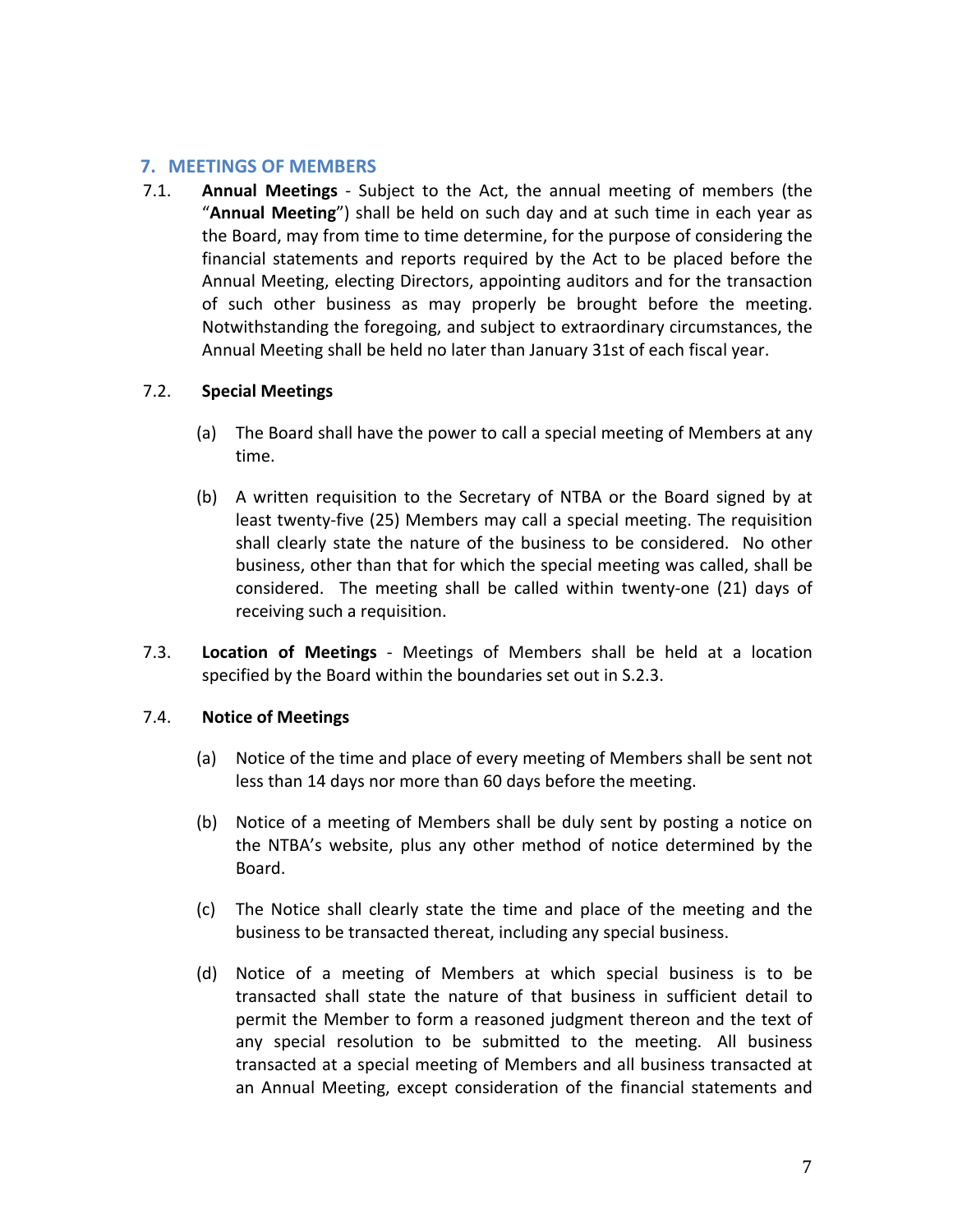## 7. MEETINGS OF MEMBERS

7.1. **Annual Meetings** - Subject to the Act, the annual meeting of members (the "**Annual Meeting**") shall be held on such day and at such time in each year as the Board, may from time to time determine, for the purpose of considering the financial statements and reports required by the Act to be placed before the Annual Meeting, electing Directors, appointing auditors and for the transaction of such other business as may properly be brought before the meeting. Notwithstanding the foregoing, and subject to extraordinary circumstances, the Annual Meeting shall be held no later than January 31st of each fiscal year.

7.2. **Special Meetings**

(a) The Board shall have the power to call a special meeting of Members at any time.

(b) A written requisition to the Secretary of NTBA or the Board signed by at least twenty-five (25) Members may call a special meeting. The requisition shall clearly state the nature of the business to be considered. No other business, other than that for which the special meeting was called, shall be considered. The meeting shall be called within twenty-one (21) days of receiving such a requisition.

7.3. **Location of Meetings** - Meetings of Members shall be held at a location specified by the Board within the boundaries set out in S.2.3.

7.4. **Notice of Meetings**

(a) Notice of the time and place of every meeting of Members shall be sent not less than 14 days nor more than 60 days before the meeting.

(b) Notice of a meeting of Members shall be duly sent by posting a notice on the NTBA's website, plus any other method of notice determined by the Board.

(c) The Notice shall clearly state the time and place of the meeting and the business to be transacted thereat, including any special business.

(d) Notice of a meeting of Members at which special business is to be transacted shall state the nature of that business in sufficient detail to permit the Member to form a reasoned judgment thereon and the text of any special resolution to be submitted to the meeting. All business transacted at a special meeting of Members and all business transacted at an Annual Meeting, except consideration of the financial statements and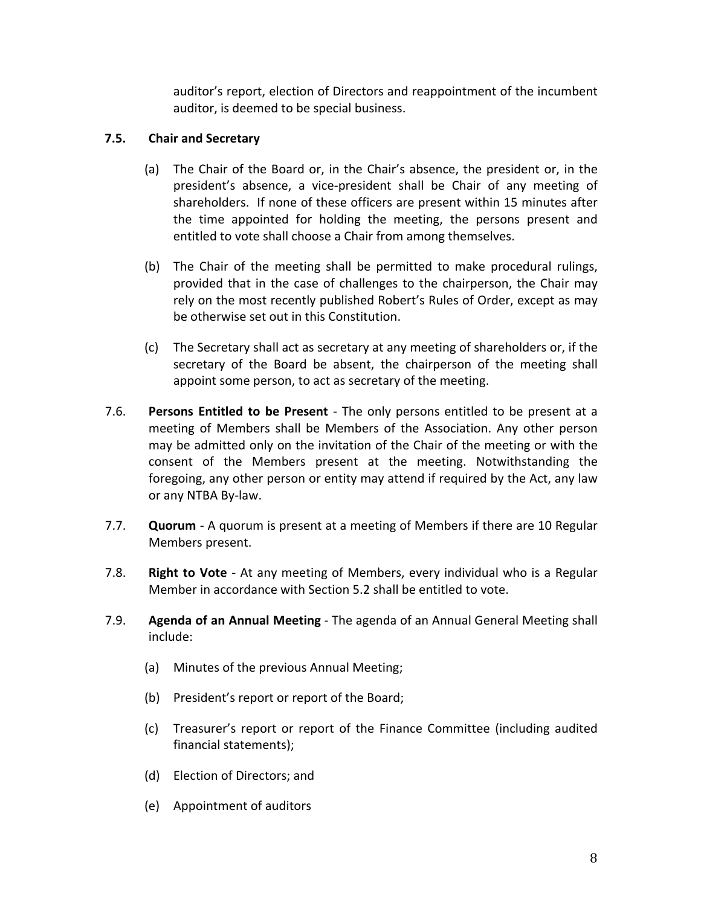auditor's report, election of Directors and reappointment of the incumbent auditor, is deemed to be special business.

**7.5. Chair and Secretary**

(a) The Chair of the Board or, in the Chair's absence, the president or, in the president's absence, a vice-president shall be Chair of any meeting of shareholders. If none of these officers are present within 15 minutes after the time appointed for holding the meeting, the persons present and entitled to vote shall choose a Chair from among themselves.

(b) The Chair of the meeting shall be permitted to make procedural rulings, provided that in the case of challenges to the chairperson, the Chair may rely on the most recently published Robert's Rules of Order, except as may be otherwise set out in this Constitution.

(c) The Secretary shall act as secretary at any meeting of shareholders or, if the secretary of the Board be absent, the chairperson of the meeting shall appoint some person, to act as secretary of the meeting.

7.6. **Persons Entitled to be Present** - The only persons entitled to be present at a meeting of Members shall be Members of the Association. Any other person may be admitted only on the invitation of the Chair of the meeting or with the consent of the Members present at the meeting. Notwithstanding the foregoing, any other person or entity may attend if required by the Act, any law or any NTBA By-law.

7.7. **Quorum** - A quorum is present at a meeting of Members if there are 10 Regular Members present.

7.8. **Right to Vote** - At any meeting of Members, every individual who is a Regular Member in accordance with Section 5.2 shall be entitled to vote.

7.9. **Agenda of an Annual Meeting** - The agenda of an Annual General Meeting shall include:

(a) Minutes of the previous Annual Meeting;

(b) President's report or report of the Board;

(c) Treasurer's report or report of the Finance Committee (including audited financial statements);

(d) Election of Directors; and

(e) Appointment of auditors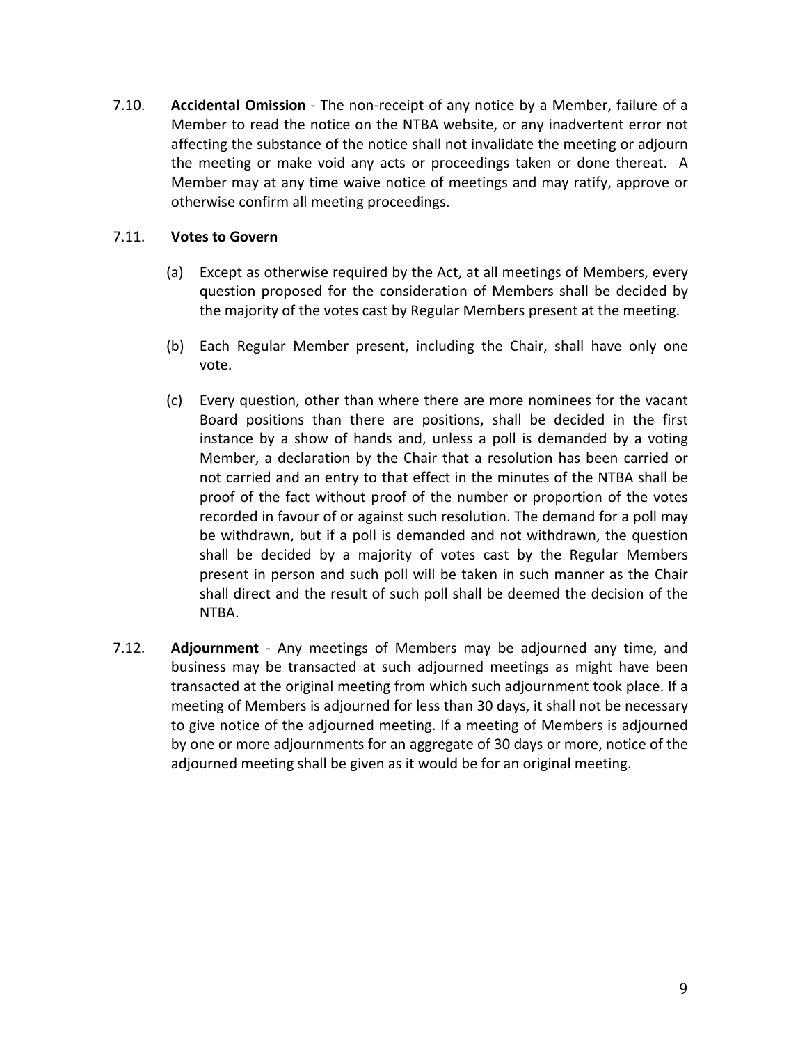7.10. **Accidental Omission** - The non-receipt of any notice by a Member, failure of a Member to read the notice on the NTBA website, or any inadvertent error not affecting the substance of the notice shall not invalidate the meeting or adjourn the meeting or make void any acts or proceedings taken or done thereat. A Member may at any time waive notice of meetings and may ratify, approve or otherwise confirm all meeting proceedings.

7.11. **Votes to Govern**

(a) Except as otherwise required by the Act, at all meetings of Members, every question proposed for the consideration of Members shall be decided by the majority of the votes cast by Regular Members present at the meeting.

(b) Each Regular Member present, including the Chair, shall have only one vote.

(c) Every question, other than where there are more nominees for the vacant Board positions than there are positions, shall be decided in the first instance by a show of hands and, unless a poll is demanded by a voting Member, a declaration by the Chair that a resolution has been carried or not carried and an entry to that effect in the minutes of the NTBA shall be proof of the fact without proof of the number or proportion of the votes recorded in favour of or against such resolution. The demand for a poll may be withdrawn, but if a poll is demanded and not withdrawn, the question shall be decided by a majority of votes cast by the Regular Members present in person and such poll will be taken in such manner as the Chair shall direct and the result of such poll shall be deemed the decision of the NTBA.

7.12. **Adjournment** - Any meetings of Members may be adjourned any time, and business may be transacted at such adjourned meetings as might have been transacted at the original meeting from which such adjournment took place. If a meeting of Members is adjourned for less than 30 days, it shall not be necessary to give notice of the adjourned meeting. If a meeting of Members is adjourned by one or more adjournments for an aggregate of 30 days or more, notice of the adjourned meeting shall be given as it would be for an original meeting.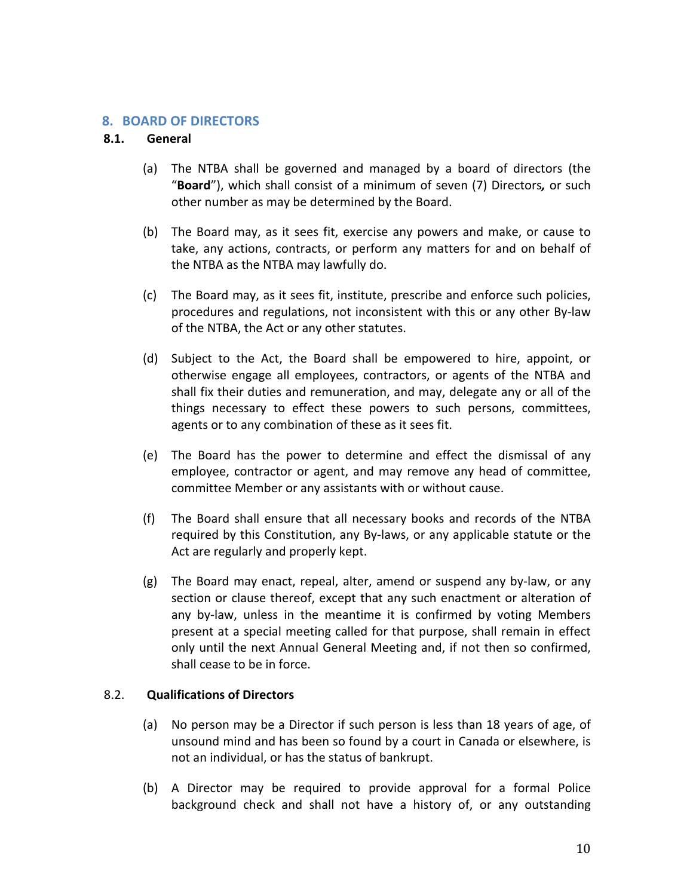## 8. BOARD OF DIRECTORS

### 8.1. General

(a) The NTBA shall be governed and managed by a board of directors (the "**Board**"), which shall consist of a minimum of seven (7) Directors*,* or such other number as may be determined by the Board.

(b) The Board may, as it sees fit, exercise any powers and make, or cause to take, any actions, contracts, or perform any matters for and on behalf of the NTBA as the NTBA may lawfully do.

(c) The Board may, as it sees fit, institute, prescribe and enforce such policies, procedures and regulations, not inconsistent with this or any other By-law of the NTBA, the Act or any other statutes.

(d) Subject to the Act, the Board shall be empowered to hire, appoint, or otherwise engage all employees, contractors, or agents of the NTBA and shall fix their duties and remuneration, and may, delegate any or all of the things necessary to effect these powers to such persons, committees, agents or to any combination of these as it sees fit.

(e) The Board has the power to determine and effect the dismissal of any employee, contractor or agent, and may remove any head of committee, committee Member or any assistants with or without cause.

(f) The Board shall ensure that all necessary books and records of the NTBA required by this Constitution, any By-laws, or any applicable statute or the Act are regularly and properly kept.

(g) The Board may enact, repeal, alter, amend or suspend any by-law, or any section or clause thereof, except that any such enactment or alteration of any by-law, unless in the meantime it is confirmed by voting Members present at a special meeting called for that purpose, shall remain in effect only until the next Annual General Meeting and, if not then so confirmed, shall cease to be in force.

### 8.2. Qualifications of Directors

(a) No person may be a Director if such person is less than 18 years of age, of unsound mind and has been so found by a court in Canada or elsewhere, is not an individual, or has the status of bankrupt.

(b) A Director may be required to provide approval for a formal Police background check and shall not have a history of, or any outstanding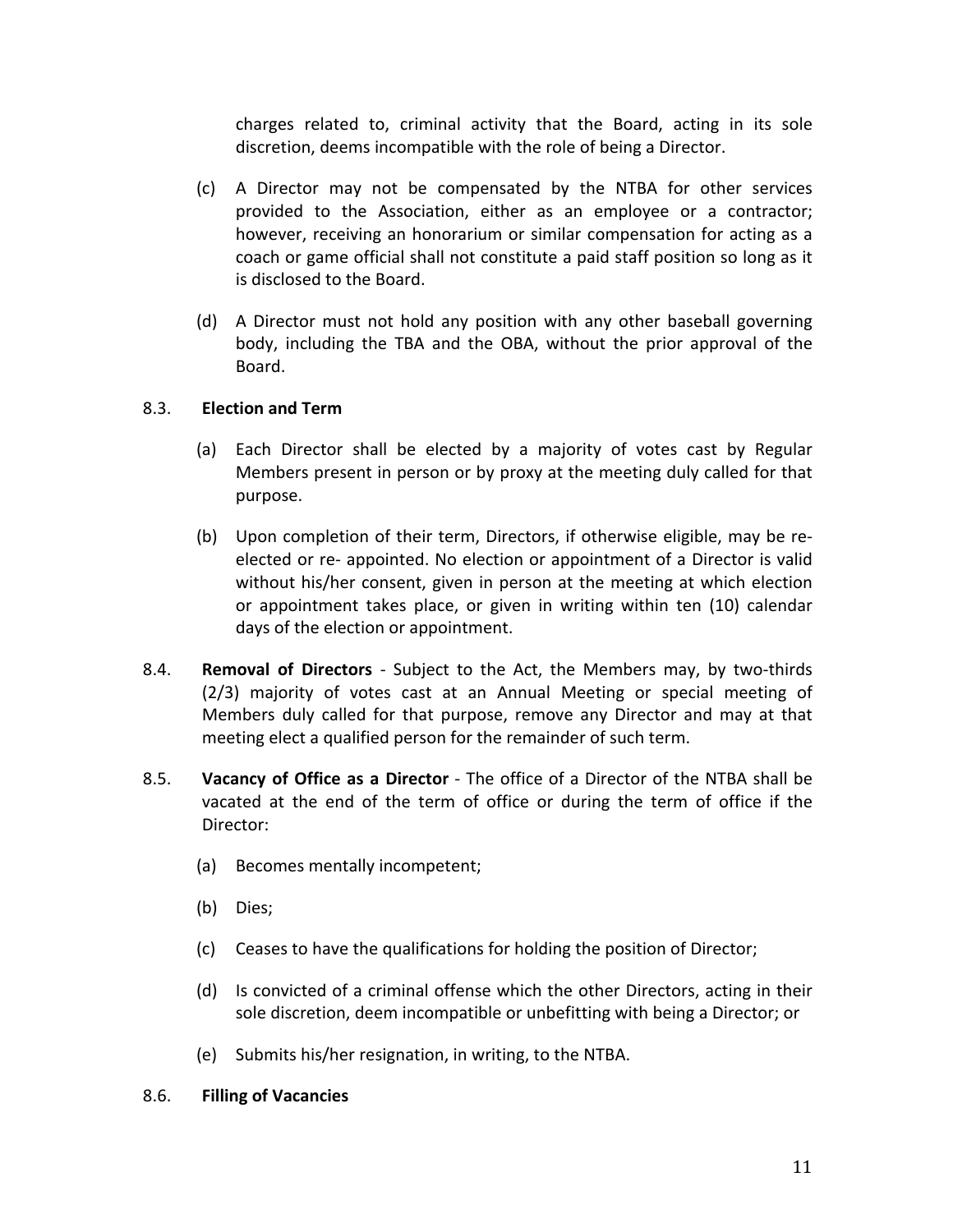charges related to, criminal activity that the Board, acting in its sole discretion, deems incompatible with the role of being a Director.

(c) A Director may not be compensated by the NTBA for other services provided to the Association, either as an employee or a contractor; however, receiving an honorarium or similar compensation for acting as a coach or game official shall not constitute a paid staff position so long as it is disclosed to the Board.

(d) A Director must not hold any position with any other baseball governing body, including the TBA and the OBA, without the prior approval of the Board.

8.3. **Election and Term**

(a) Each Director shall be elected by a majority of votes cast by Regular Members present in person or by proxy at the meeting duly called for that purpose.

(b) Upon completion of their term, Directors, if otherwise eligible, may be re-elected or re- appointed. No election or appointment of a Director is valid without his/her consent, given in person at the meeting at which election or appointment takes place, or given in writing within ten (10) calendar days of the election or appointment.

8.4. **Removal of Directors** - Subject to the Act, the Members may, by two-thirds (2/3) majority of votes cast at an Annual Meeting or special meeting of Members duly called for that purpose, remove any Director and may at that meeting elect a qualified person for the remainder of such term.

8.5. **Vacancy of Office as a Director** - The office of a Director of the NTBA shall be vacated at the end of the term of office or during the term of office if the Director:

(a) Becomes mentally incompetent;

(b) Dies;

(c) Ceases to have the qualifications for holding the position of Director;

(d) Is convicted of a criminal offense which the other Directors, acting in their sole discretion, deem incompatible or unbefitting with being a Director; or

(e) Submits his/her resignation, in writing, to the NTBA.

8.6. **Filling of Vacancies**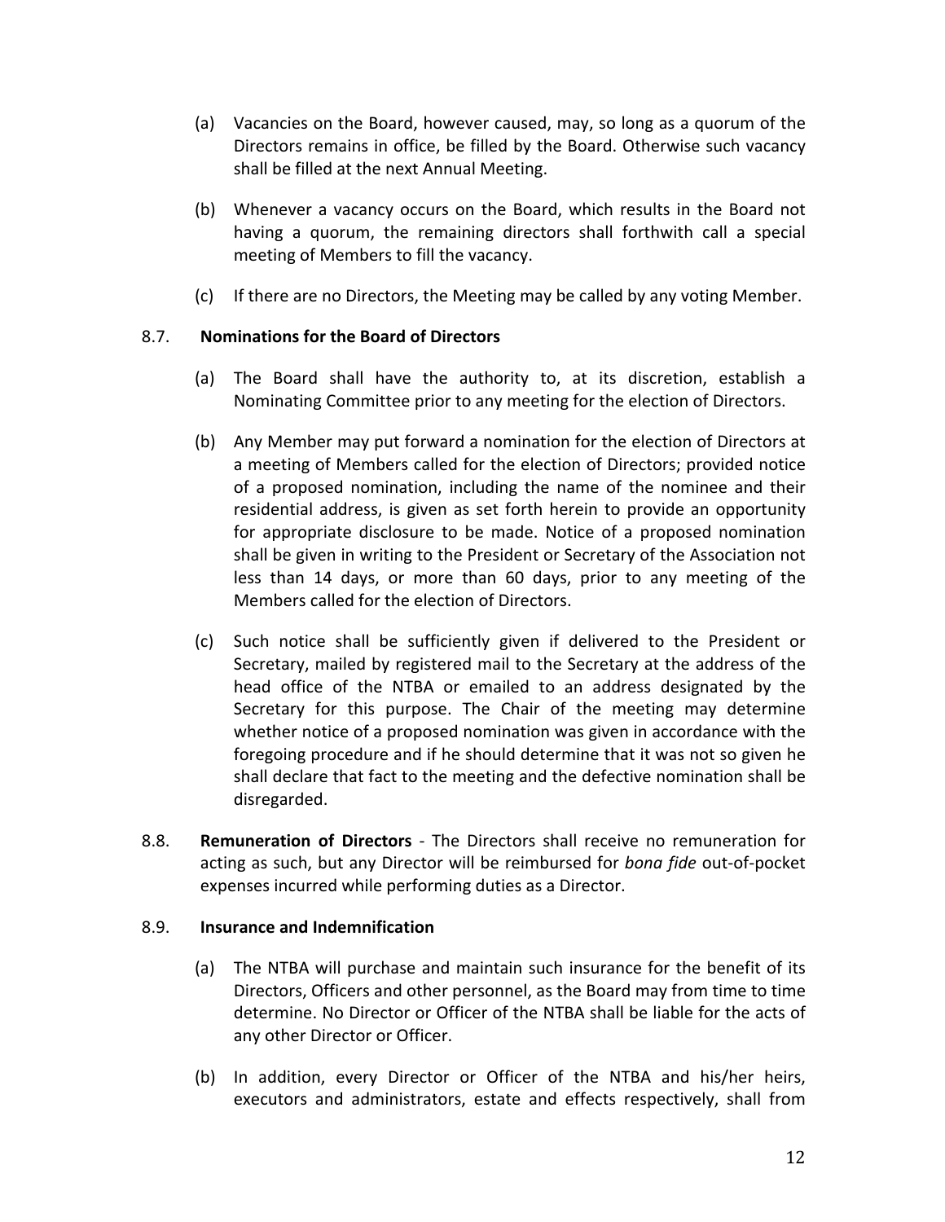(a) Vacancies on the Board, however caused, may, so long as a quorum of the Directors remains in office, be filled by the Board. Otherwise such vacancy shall be filled at the next Annual Meeting.

(b) Whenever a vacancy occurs on the Board, which results in the Board not having a quorum, the remaining directors shall forthwith call a special meeting of Members to fill the vacancy.

(c) If there are no Directors, the Meeting may be called by any voting Member.

8.7. **Nominations for the Board of Directors**

(a) The Board shall have the authority to, at its discretion, establish a Nominating Committee prior to any meeting for the election of Directors.

(b) Any Member may put forward a nomination for the election of Directors at a meeting of Members called for the election of Directors; provided notice of a proposed nomination, including the name of the nominee and their residential address, is given as set forth herein to provide an opportunity for appropriate disclosure to be made. Notice of a proposed nomination shall be given in writing to the President or Secretary of the Association not less than 14 days, or more than 60 days, prior to any meeting of the Members called for the election of Directors.

(c) Such notice shall be sufficiently given if delivered to the President or Secretary, mailed by registered mail to the Secretary at the address of the head office of the NTBA or emailed to an address designated by the Secretary for this purpose. The Chair of the meeting may determine whether notice of a proposed nomination was given in accordance with the foregoing procedure and if he should determine that it was not so given he shall declare that fact to the meeting and the defective nomination shall be disregarded.

8.8. **Remuneration of Directors** - The Directors shall receive no remuneration for acting as such, but any Director will be reimbursed for *bona fide* out-of-pocket expenses incurred while performing duties as a Director.

8.9. **Insurance and Indemnification**

(a) The NTBA will purchase and maintain such insurance for the benefit of its Directors, Officers and other personnel, as the Board may from time to time determine. No Director or Officer of the NTBA shall be liable for the acts of any other Director or Officer.

(b) In addition, every Director or Officer of the NTBA and his/her heirs, executors and administrators, estate and effects respectively, shall from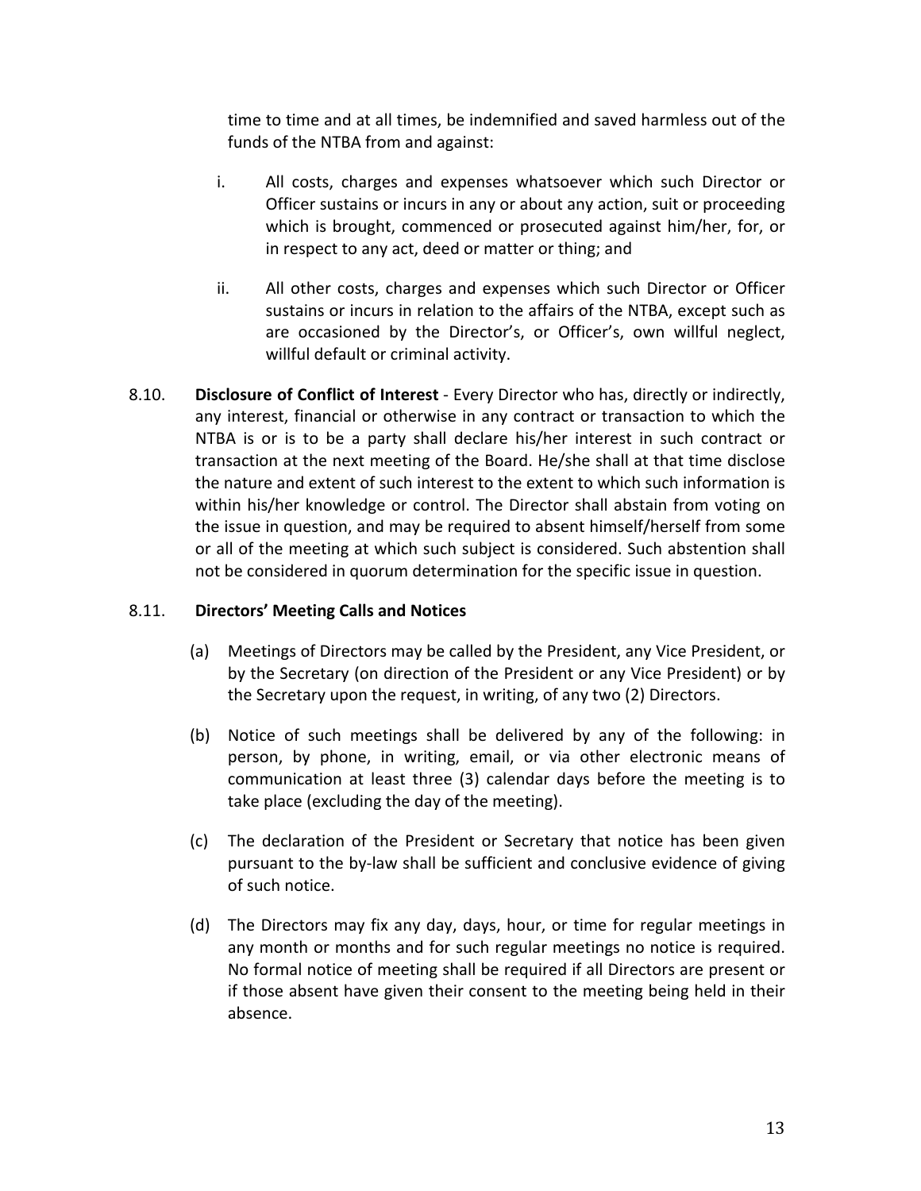time to time and at all times, be indemnified and saved harmless out of the funds of the NTBA from and against:

i. All costs, charges and expenses whatsoever which such Director or Officer sustains or incurs in any or about any action, suit or proceeding which is brought, commenced or prosecuted against him/her, for, or in respect to any act, deed or matter or thing; and

ii. All other costs, charges and expenses which such Director or Officer sustains or incurs in relation to the affairs of the NTBA, except such as are occasioned by the Director's, or Officer's, own willful neglect, willful default or criminal activity.

8.10. **Disclosure of Conflict of Interest** - Every Director who has, directly or indirectly, any interest, financial or otherwise in any contract or transaction to which the NTBA is or is to be a party shall declare his/her interest in such contract or transaction at the next meeting of the Board. He/she shall at that time disclose the nature and extent of such interest to the extent to which such information is within his/her knowledge or control. The Director shall abstain from voting on the issue in question, and may be required to absent himself/herself from some or all of the meeting at which such subject is considered. Such abstention shall not be considered in quorum determination for the specific issue in question.

8.11. **Directors' Meeting Calls and Notices**

(a) Meetings of Directors may be called by the President, any Vice President, or by the Secretary (on direction of the President or any Vice President) or by the Secretary upon the request, in writing, of any two (2) Directors.

(b) Notice of such meetings shall be delivered by any of the following: in person, by phone, in writing, email, or via other electronic means of communication at least three (3) calendar days before the meeting is to take place (excluding the day of the meeting).

(c) The declaration of the President or Secretary that notice has been given pursuant to the by-law shall be sufficient and conclusive evidence of giving of such notice.

(d) The Directors may fix any day, days, hour, or time for regular meetings in any month or months and for such regular meetings no notice is required. No formal notice of meeting shall be required if all Directors are present or if those absent have given their consent to the meeting being held in their absence.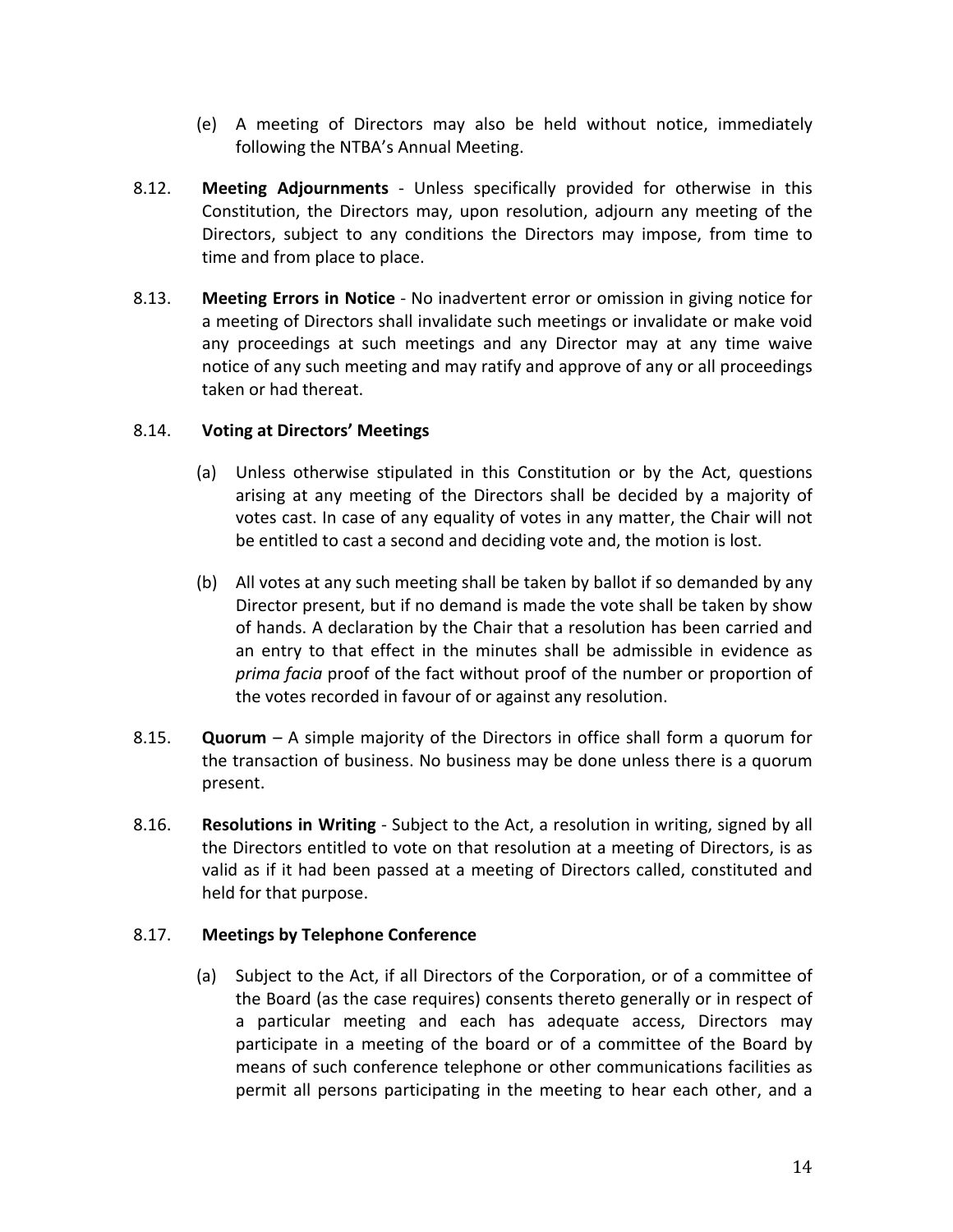(e) A meeting of Directors may also be held without notice, immediately following the NTBA's Annual Meeting.

8.12. **Meeting Adjournments** - Unless specifically provided for otherwise in this Constitution, the Directors may, upon resolution, adjourn any meeting of the Directors, subject to any conditions the Directors may impose, from time to time and from place to place.

8.13. **Meeting Errors in Notice** - No inadvertent error or omission in giving notice for a meeting of Directors shall invalidate such meetings or invalidate or make void any proceedings at such meetings and any Director may at any time waive notice of any such meeting and may ratify and approve of any or all proceedings taken or had thereat.

8.14. **Voting at Directors' Meetings**

(a) Unless otherwise stipulated in this Constitution or by the Act, questions arising at any meeting of the Directors shall be decided by a majority of votes cast. In case of any equality of votes in any matter, the Chair will not be entitled to cast a second and deciding vote and, the motion is lost.

(b) All votes at any such meeting shall be taken by ballot if so demanded by any Director present, but if no demand is made the vote shall be taken by show of hands. A declaration by the Chair that a resolution has been carried and an entry to that effect in the minutes shall be admissible in evidence as *prima facia* proof of the fact without proof of the number or proportion of the votes recorded in favour of or against any resolution.

8.15. **Quorum** – A simple majority of the Directors in office shall form a quorum for the transaction of business. No business may be done unless there is a quorum present.

8.16. **Resolutions in Writing** - Subject to the Act, a resolution in writing, signed by all the Directors entitled to vote on that resolution at a meeting of Directors, is as valid as if it had been passed at a meeting of Directors called, constituted and held for that purpose.

8.17. **Meetings by Telephone Conference**

(a) Subject to the Act, if all Directors of the Corporation, or of a committee of the Board (as the case requires) consents thereto generally or in respect of a particular meeting and each has adequate access, Directors may participate in a meeting of the board or of a committee of the Board by means of such conference telephone or other communications facilities as permit all persons participating in the meeting to hear each other, and a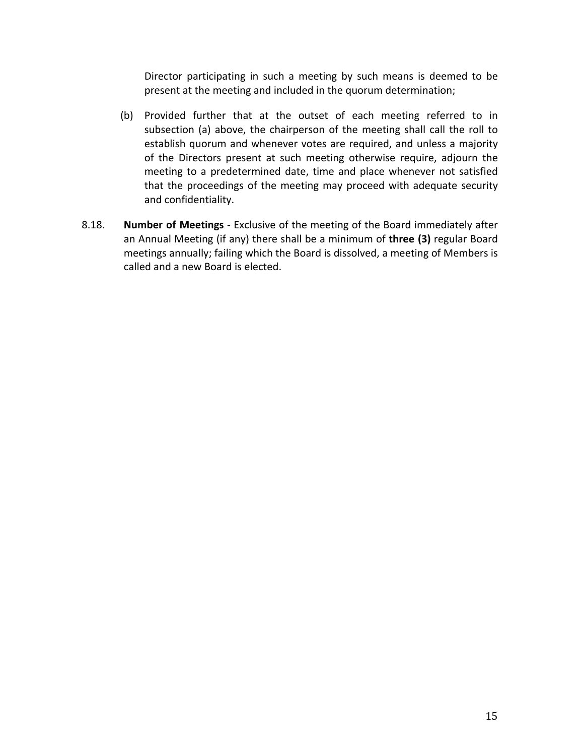Director participating in such a meeting by such means is deemed to be present at the meeting and included in the quorum determination;

(b) Provided further that at the outset of each meeting referred to in subsection (a) above, the chairperson of the meeting shall call the roll to establish quorum and whenever votes are required, and unless a majority of the Directors present at such meeting otherwise require, adjourn the meeting to a predetermined date, time and place whenever not satisfied that the proceedings of the meeting may proceed with adequate security and confidentiality.

8.18. **Number of Meetings** - Exclusive of the meeting of the Board immediately after an Annual Meeting (if any) there shall be a minimum of **three (3)** regular Board meetings annually; failing which the Board is dissolved, a meeting of Members is called and a new Board is elected.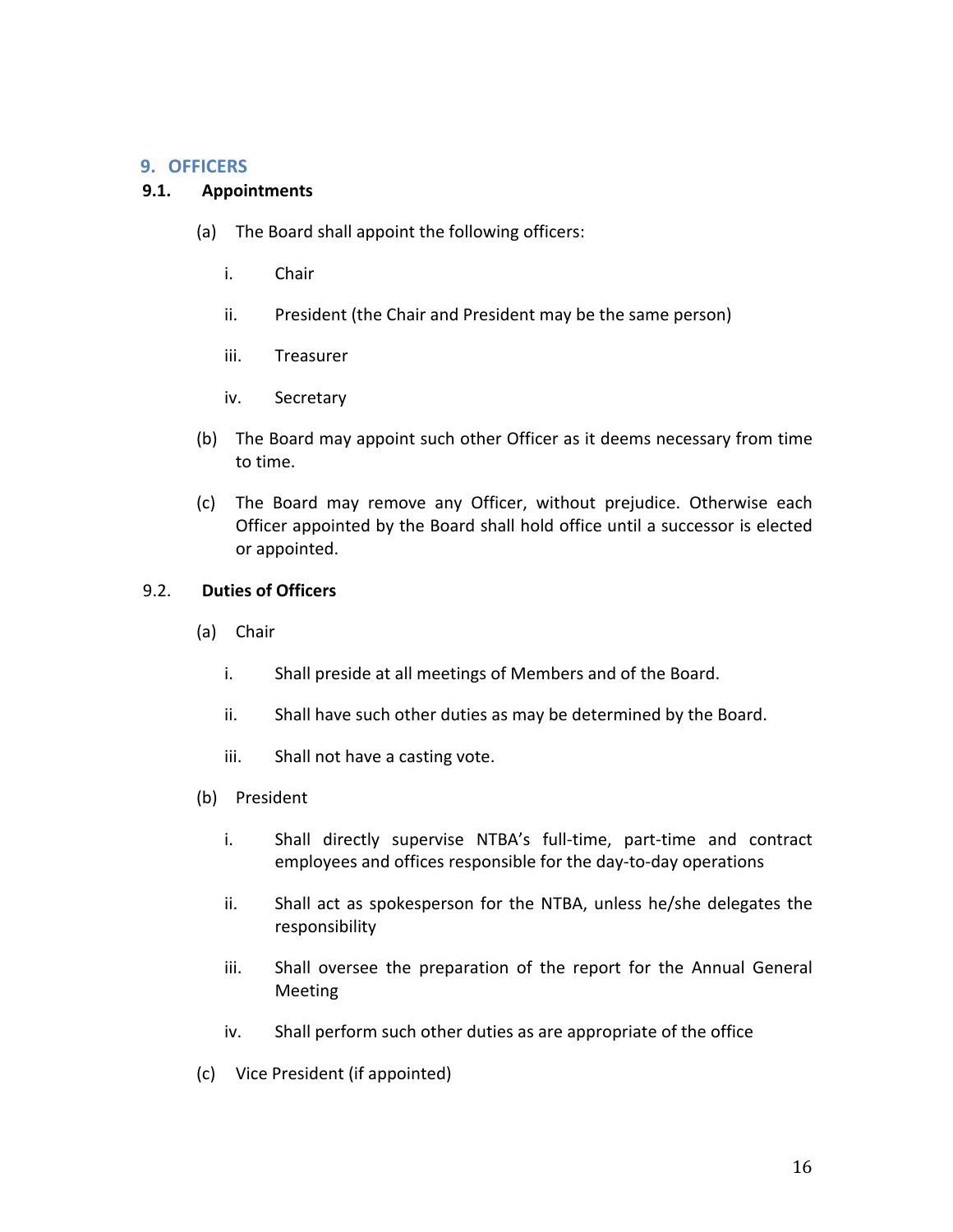## 9. OFFICERS

### 9.1. Appointments

(a) The Board shall appoint the following officers:

  i. Chair

  ii. President (the Chair and President may be the same person)

  iii. Treasurer

  iv. Secretary

(b) The Board may appoint such other Officer as it deems necessary from time to time.

(c) The Board may remove any Officer, without prejudice. Otherwise each Officer appointed by the Board shall hold office until a successor is elected or appointed.

### 9.2. Duties of Officers

(a) Chair

  i. Shall preside at all meetings of Members and of the Board.

  ii. Shall have such other duties as may be determined by the Board.

  iii. Shall not have a casting vote.

(b) President

  i. Shall directly supervise NTBA's full-time, part-time and contract employees and offices responsible for the day-to-day operations

  ii. Shall act as spokesperson for the NTBA, unless he/she delegates the responsibility

  iii. Shall oversee the preparation of the report for the Annual General Meeting

  iv. Shall perform such other duties as are appropriate of the office

(c) Vice President (if appointed)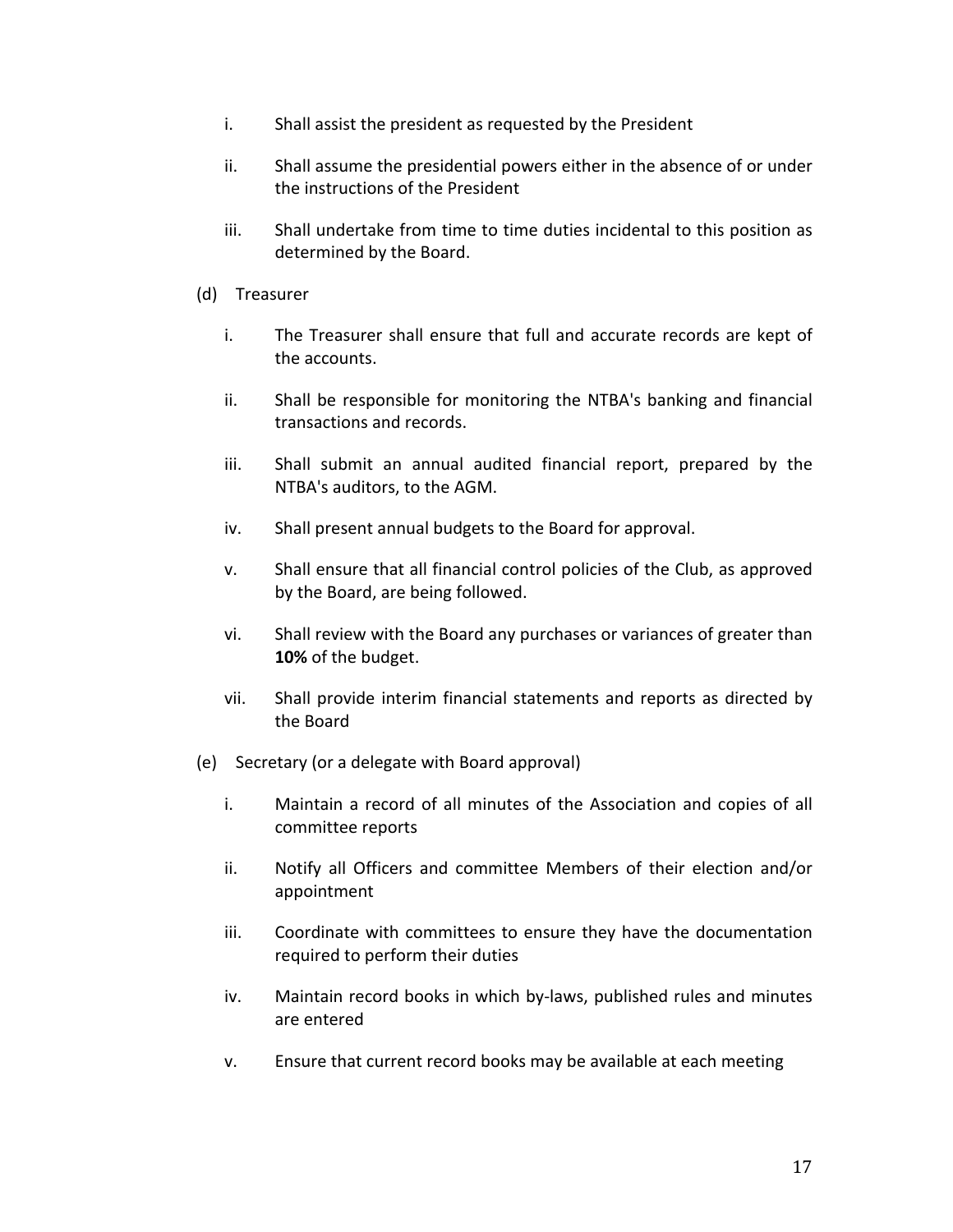i. Shall assist the president as requested by the President

ii. Shall assume the presidential powers either in the absence of or under the instructions of the President

iii. Shall undertake from time to time duties incidental to this position as determined by the Board.

(d) Treasurer

i. The Treasurer shall ensure that full and accurate records are kept of the accounts.

ii. Shall be responsible for monitoring the NTBA's banking and financial transactions and records.

iii. Shall submit an annual audited financial report, prepared by the NTBA's auditors, to the AGM.

iv. Shall present annual budgets to the Board for approval.

v. Shall ensure that all financial control policies of the Club, as approved by the Board, are being followed.

vi. Shall review with the Board any purchases or variances of greater than **10%** of the budget.

vii. Shall provide interim financial statements and reports as directed by the Board

(e) Secretary (or a delegate with Board approval)

i. Maintain a record of all minutes of the Association and copies of all committee reports

ii. Notify all Officers and committee Members of their election and/or appointment

iii. Coordinate with committees to ensure they have the documentation required to perform their duties

iv. Maintain record books in which by-laws, published rules and minutes are entered

v. Ensure that current record books may be available at each meeting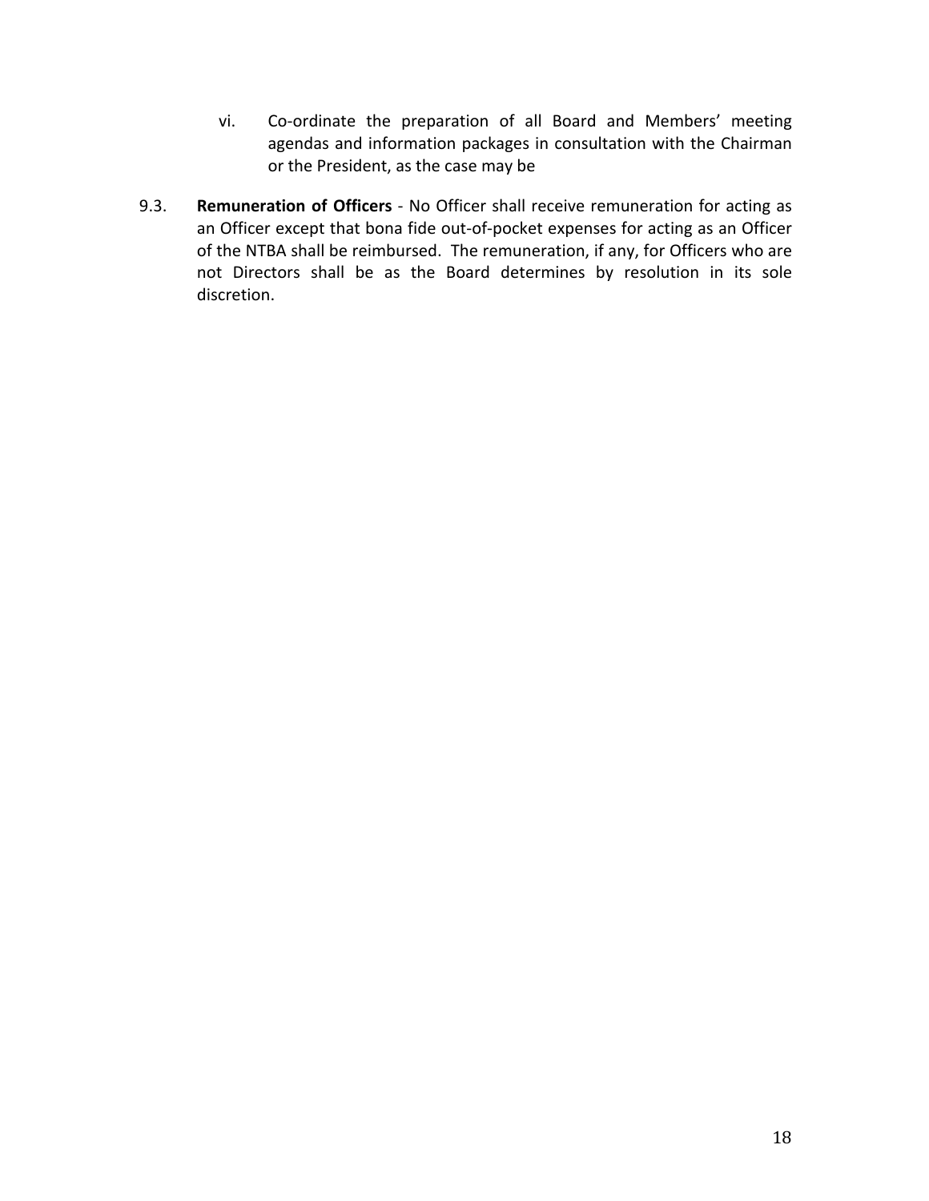vi. Co-ordinate the preparation of all Board and Members' meeting agendas and information packages in consultation with the Chairman or the President, as the case may be

9.3. **Remuneration of Officers** - No Officer shall receive remuneration for acting as an Officer except that bona fide out-of-pocket expenses for acting as an Officer of the NTBA shall be reimbursed. The remuneration, if any, for Officers who are not Directors shall be as the Board determines by resolution in its sole discretion.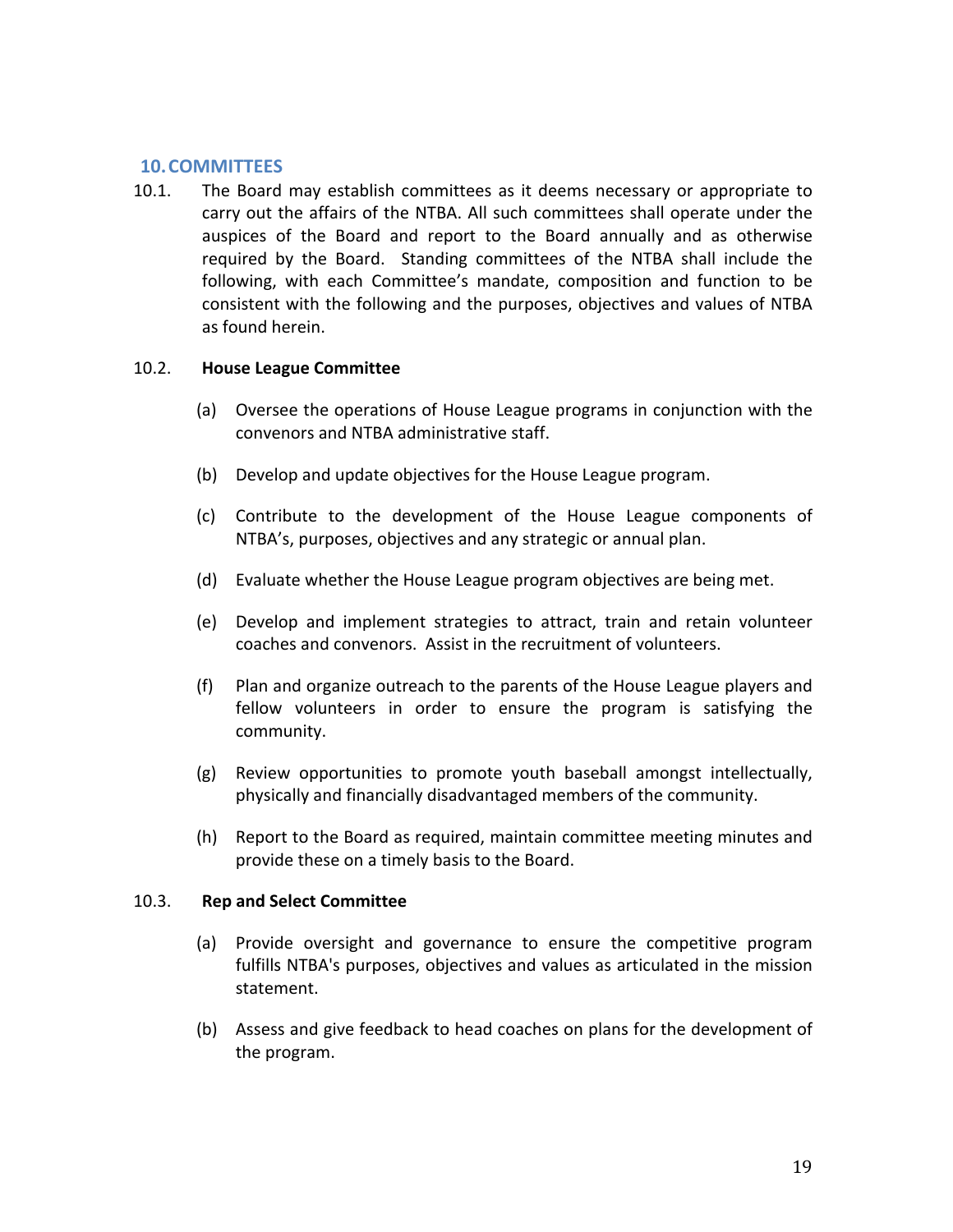## 10. COMMITTEES

10.1. The Board may establish committees as it deems necessary or appropriate to carry out the affairs of the NTBA. All such committees shall operate under the auspices of the Board and report to the Board annually and as otherwise required by the Board. Standing committees of the NTBA shall include the following, with each Committee's mandate, composition and function to be consistent with the following and the purposes, objectives and values of NTBA as found herein.

10.2. **House League Committee**

(a) Oversee the operations of House League programs in conjunction with the convenors and NTBA administrative staff.

(b) Develop and update objectives for the House League program.

(c) Contribute to the development of the House League components of NTBA's, purposes, objectives and any strategic or annual plan.

(d) Evaluate whether the House League program objectives are being met.

(e) Develop and implement strategies to attract, train and retain volunteer coaches and convenors. Assist in the recruitment of volunteers.

(f) Plan and organize outreach to the parents of the House League players and fellow volunteers in order to ensure the program is satisfying the community.

(g) Review opportunities to promote youth baseball amongst intellectually, physically and financially disadvantaged members of the community.

(h) Report to the Board as required, maintain committee meeting minutes and provide these on a timely basis to the Board.

10.3. **Rep and Select Committee**

(a) Provide oversight and governance to ensure the competitive program fulfills NTBA's purposes, objectives and values as articulated in the mission statement.

(b) Assess and give feedback to head coaches on plans for the development of the program.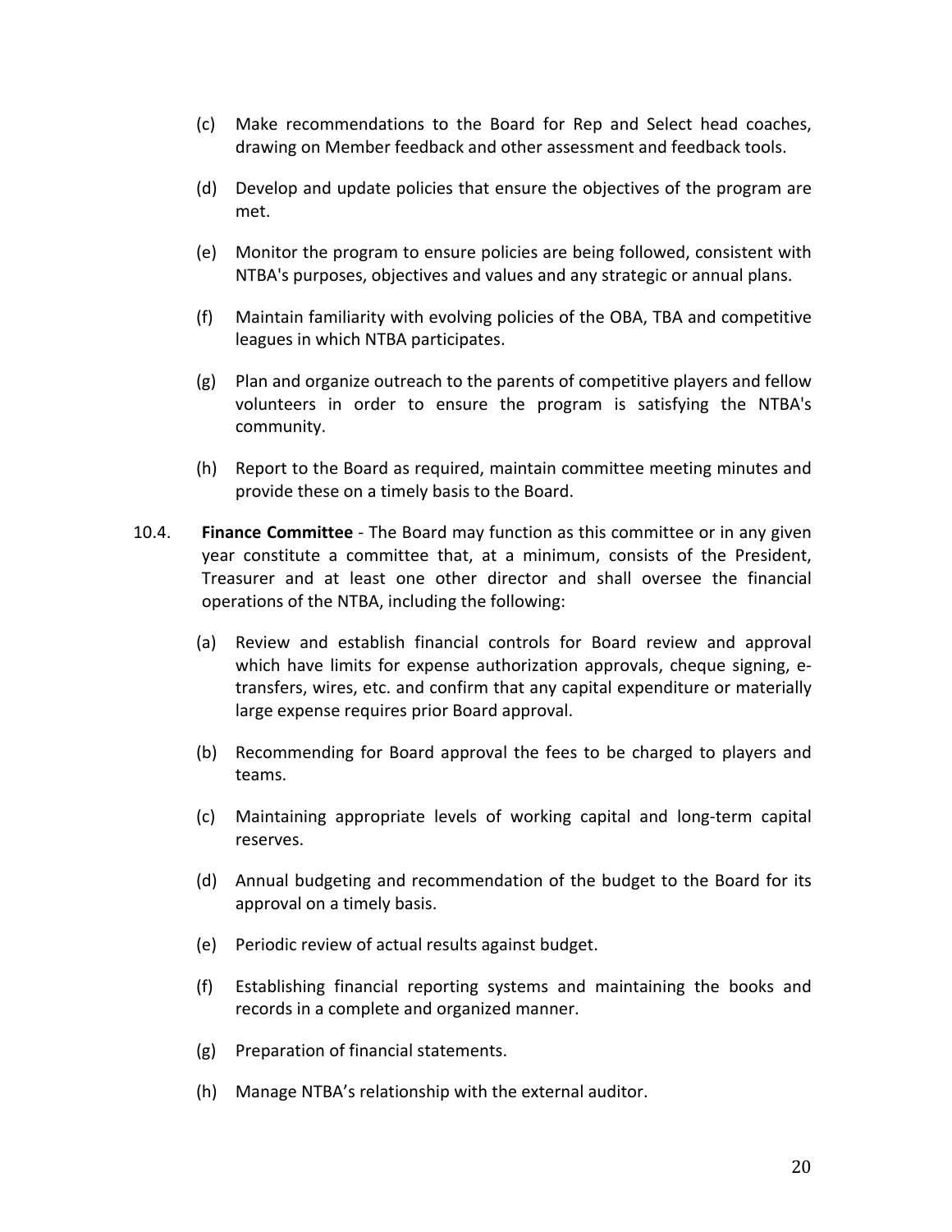(c) Make recommendations to the Board for Rep and Select head coaches, drawing on Member feedback and other assessment and feedback tools.

(d) Develop and update policies that ensure the objectives of the program are met.

(e) Monitor the program to ensure policies are being followed, consistent with NTBA's purposes, objectives and values and any strategic or annual plans.

(f) Maintain familiarity with evolving policies of the OBA, TBA and competitive leagues in which NTBA participates.

(g) Plan and organize outreach to the parents of competitive players and fellow volunteers in order to ensure the program is satisfying the NTBA's community.

(h) Report to the Board as required, maintain committee meeting minutes and provide these on a timely basis to the Board.

10.4. **Finance Committee** - The Board may function as this committee or in any given year constitute a committee that, at a minimum, consists of the President, Treasurer and at least one other director and shall oversee the financial operations of the NTBA, including the following:

(a) Review and establish financial controls for Board review and approval which have limits for expense authorization approvals, cheque signing, e-transfers, wires, etc. and confirm that any capital expenditure or materially large expense requires prior Board approval.

(b) Recommending for Board approval the fees to be charged to players and teams.

(c) Maintaining appropriate levels of working capital and long-term capital reserves.

(d) Annual budgeting and recommendation of the budget to the Board for its approval on a timely basis.

(e) Periodic review of actual results against budget.

(f) Establishing financial reporting systems and maintaining the books and records in a complete and organized manner.

(g) Preparation of financial statements.

(h) Manage NTBA's relationship with the external auditor.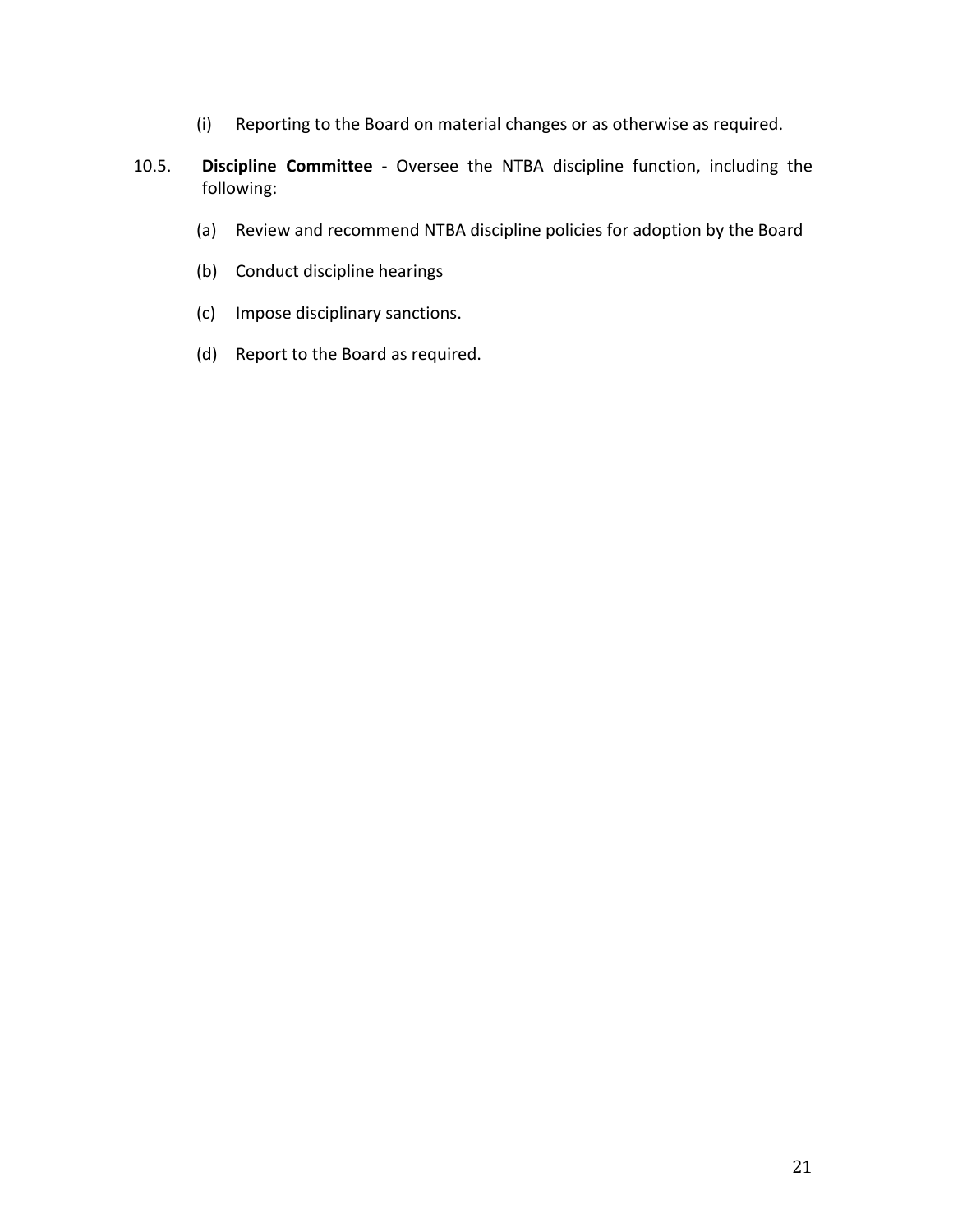(i) Reporting to the Board on material changes or as otherwise as required.

10.5. **Discipline Committee** - Oversee the NTBA discipline function, including the following:

(a) Review and recommend NTBA discipline policies for adoption by the Board

(b) Conduct discipline hearings

(c) Impose disciplinary sanctions.

(d) Report to the Board as required.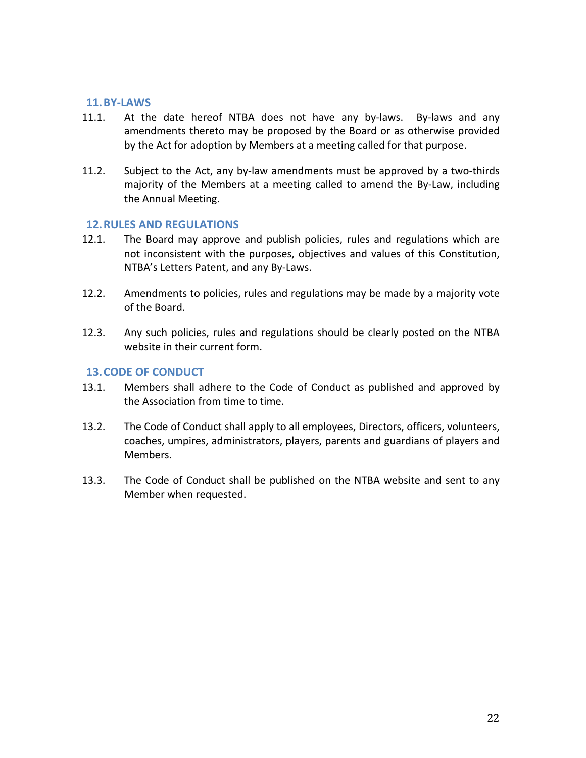## 11. BY-LAWS

11.1. At the date hereof NTBA does not have any by-laws. By-laws and any amendments thereto may be proposed by the Board or as otherwise provided by the Act for adoption by Members at a meeting called for that purpose.

11.2. Subject to the Act, any by-law amendments must be approved by a two-thirds majority of the Members at a meeting called to amend the By-Law, including the Annual Meeting.

## 12. RULES AND REGULATIONS

12.1. The Board may approve and publish policies, rules and regulations which are not inconsistent with the purposes, objectives and values of this Constitution, NTBA's Letters Patent, and any By-Laws.

12.2. Amendments to policies, rules and regulations may be made by a majority vote of the Board.

12.3. Any such policies, rules and regulations should be clearly posted on the NTBA website in their current form.

## 13. CODE OF CONDUCT

13.1. Members shall adhere to the Code of Conduct as published and approved by the Association from time to time.

13.2. The Code of Conduct shall apply to all employees, Directors, officers, volunteers, coaches, umpires, administrators, players, parents and guardians of players and Members.

13.3. The Code of Conduct shall be published on the NTBA website and sent to any Member when requested.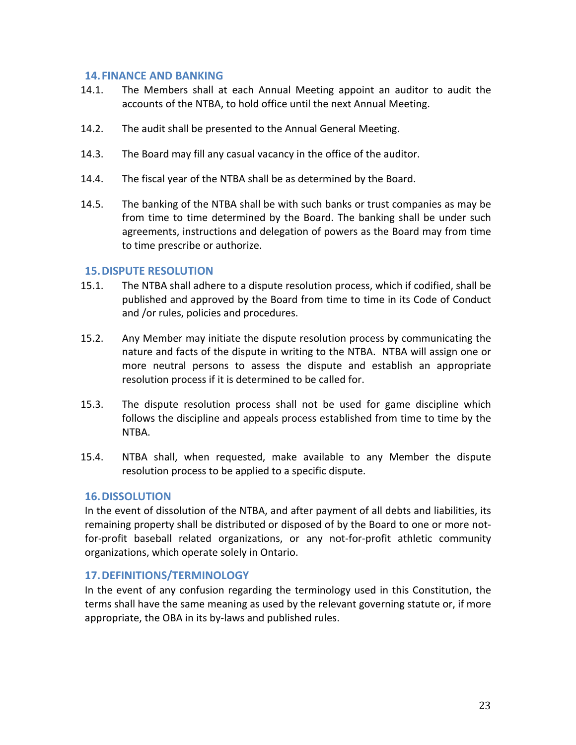## 14. FINANCE AND BANKING

14.1. The Members shall at each Annual Meeting appoint an auditor to audit the accounts of the NTBA, to hold office until the next Annual Meeting.

14.2. The audit shall be presented to the Annual General Meeting.

14.3. The Board may fill any casual vacancy in the office of the auditor.

14.4. The fiscal year of the NTBA shall be as determined by the Board.

14.5. The banking of the NTBA shall be with such banks or trust companies as may be from time to time determined by the Board. The banking shall be under such agreements, instructions and delegation of powers as the Board may from time to time prescribe or authorize.

## 15. DISPUTE RESOLUTION

15.1. The NTBA shall adhere to a dispute resolution process, which if codified, shall be published and approved by the Board from time to time in its Code of Conduct and /or rules, policies and procedures.

15.2. Any Member may initiate the dispute resolution process by communicating the nature and facts of the dispute in writing to the NTBA. NTBA will assign one or more neutral persons to assess the dispute and establish an appropriate resolution process if it is determined to be called for.

15.3. The dispute resolution process shall not be used for game discipline which follows the discipline and appeals process established from time to time by the NTBA.

15.4. NTBA shall, when requested, make available to any Member the dispute resolution process to be applied to a specific dispute.

## 16. DISSOLUTION

In the event of dissolution of the NTBA, and after payment of all debts and liabilities, its remaining property shall be distributed or disposed of by the Board to one or more not-for-profit baseball related organizations, or any not-for-profit athletic community organizations, which operate solely in Ontario.

## 17. DEFINITIONS/TERMINOLOGY

In the event of any confusion regarding the terminology used in this Constitution, the terms shall have the same meaning as used by the relevant governing statute or, if more appropriate, the OBA in its by-laws and published rules.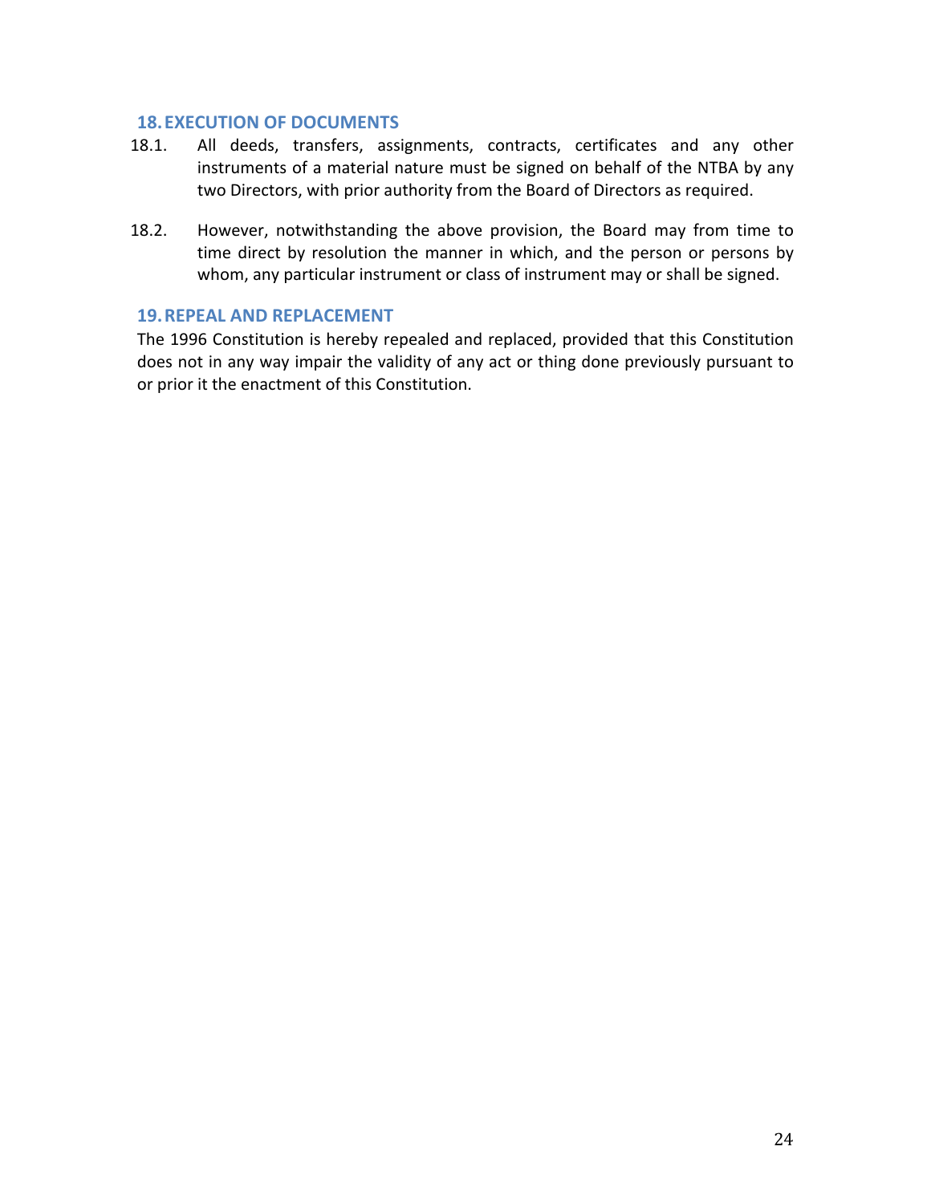## 18. EXECUTION OF DOCUMENTS

18.1. All deeds, transfers, assignments, contracts, certificates and any other instruments of a material nature must be signed on behalf of the NTBA by any two Directors, with prior authority from the Board of Directors as required.

18.2. However, notwithstanding the above provision, the Board may from time to time direct by resolution the manner in which, and the person or persons by whom, any particular instrument or class of instrument may or shall be signed.

## 19. REPEAL AND REPLACEMENT

The 1996 Constitution is hereby repealed and replaced, provided that this Constitution does not in any way impair the validity of any act or thing done previously pursuant to or prior it the enactment of this Constitution.